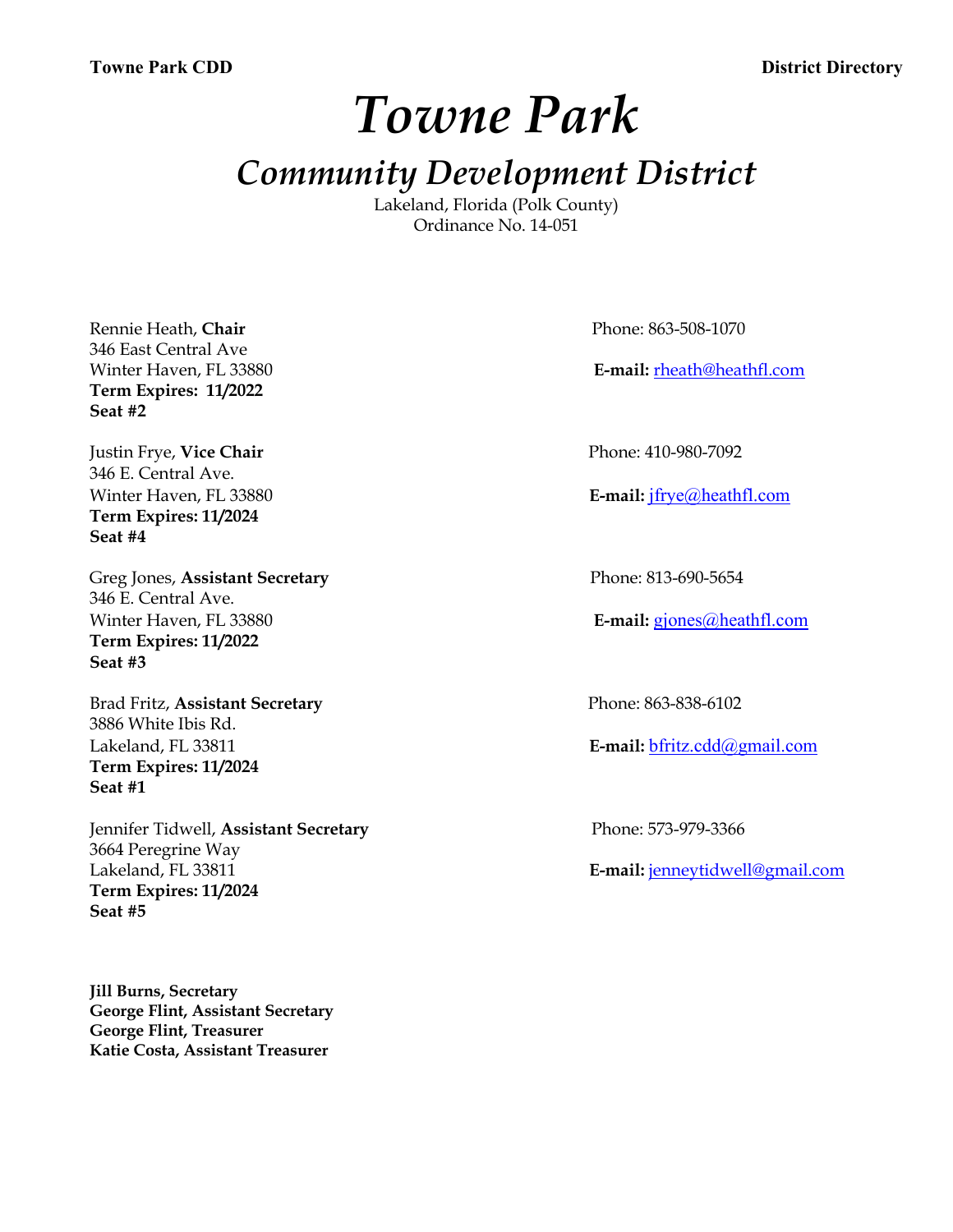# *Towne Park*

## *Community Development District*

Lakeland, Florida (Polk County)
Ordinance No. 14-051

Rennie Heath, **Chair**
346 East Central Ave
Winter Haven, FL 33880
**Term Expires: 11/2022**
**Seat #2**

Phone: 863-508-1070
**E-mail:** rheath@heathfl.com

Justin Frye, **Vice Chair**
346 E. Central Ave.
Winter Haven, FL 33880
**Term Expires: 11/2024**
**Seat #4**

Phone: 410-980-7092
**E-mail:** jfrye@heathfl.com

Greg Jones, **Assistant Secretary**
346 E. Central Ave.
Winter Haven, FL 33880
**Term Expires: 11/2022**
**Seat #3**

Phone: 813-690-5654
**E-mail:** gjones@heathfl.com

Brad Fritz, **Assistant Secretary**
3886 White Ibis Rd.
Lakeland, FL 33811
**Term Expires: 11/2024**
**Seat #1**

Phone: 863-838-6102
**E-mail:** bfritz.cdd@gmail.com

Jennifer Tidwell, **Assistant Secretary**
3664 Peregrine Way
Lakeland, FL 33811
**Term Expires: 11/2024**
**Seat #5**

Phone: 573-979-3366
**E-mail:** jenneytidwell@gmail.com

**Jill Burns, Secretary**
**George Flint, Assistant Secretary**
**George Flint, Treasurer**
**Katie Costa, Assistant Treasurer**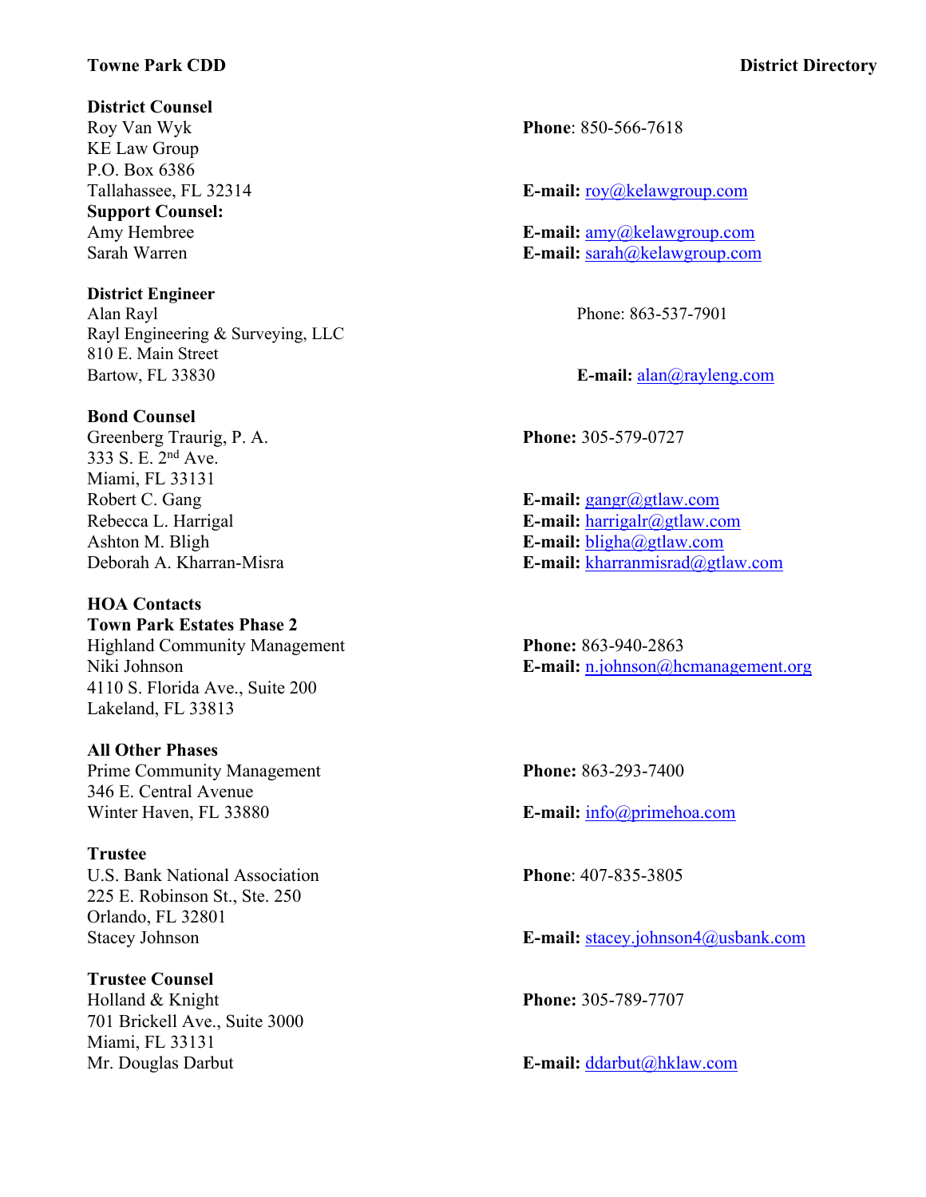**Towne Park CDD** **District Directory**

**District Counsel**
Roy Van Wyk
KE Law Group
P.O. Box 6386
Tallahassee, FL 32314
**Phone**: 850-566-7618
**E-mail:** roy@kelawgroup.com

**Support Counsel:**
Amy Hembree — **E-mail:** amy@kelawgroup.com
Sarah Warren — **E-mail:** sarah@kelawgroup.com

**District Engineer**
Alan Rayl
Rayl Engineering & Surveying, LLC
810 E. Main Street
Bartow, FL 33830
Phone: 863-537-7901
**E-mail:** alan@rayleng.com

**Bond Counsel**
Greenberg Traurig, P. A.
333 S. E. 2nd Ave.
Miami, FL 33131
**Phone:** 305-579-0727
Robert C. Gang — **E-mail:** gangr@gtlaw.com
Rebecca L. Harrigal — **E-mail:** harrigalr@gtlaw.com
Ashton M. Bligh — **E-mail:** bligha@gtlaw.com
Deborah A. Kharran-Misra — **E-mail:** kharranmisrad@gtlaw.com

**HOA Contacts**

**Town Park Estates Phase 2**
Highland Community Management
Niki Johnson
4110 S. Florida Ave., Suite 200
Lakeland, FL 33813
**Phone:** 863-940-2863
**E-mail:** n.johnson@hcmanagement.org

**All Other Phases**
Prime Community Management
346 E. Central Avenue
Winter Haven, FL 33880
**Phone:** 863-293-7400
**E-mail:** info@primehoa.com

**Trustee**
U.S. Bank National Association
225 E. Robinson St., Ste. 250
Orlando, FL 32801
Stacey Johnson
**Phone**: 407-835-3805
**E-mail:** stacey.johnson4@usbank.com

**Trustee Counsel**
Holland & Knight
701 Brickell Ave., Suite 3000
Miami, FL 33131
Mr. Douglas Darbut
**Phone:** 305-789-7707
**E-mail:** ddarbut@hklaw.com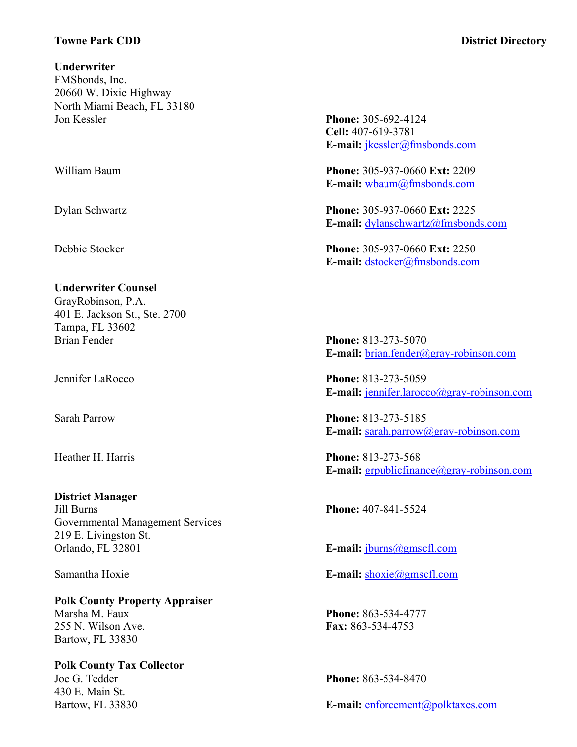**Towne Park CDD** **District Directory**

**Underwriter**
FMSbonds, Inc.
20660 W. Dixie Highway
North Miami Beach, FL 33180

Jon Kessler
**Phone:** 305-692-4124
**Cell:** 407-619-3781
**E-mail:** jkessler@fmsbonds.com

William Baum
**Phone:** 305-937-0660 **Ext:** 2209
**E-mail:** wbaum@fmsbonds.com

Dylan Schwartz
**Phone:** 305-937-0660 **Ext:** 2225
**E-mail:** dylanschwartz@fmsbonds.com

Debbie Stocker
**Phone:** 305-937-0660 **Ext:** 2250
**E-mail:** dstocker@fmsbonds.com

**Underwriter Counsel**
GrayRobinson, P.A.
401 E. Jackson St., Ste. 2700
Tampa, FL 33602

Brian Fender
**Phone:** 813-273-5070
**E-mail:** brian.fender@gray-robinson.com

Jennifer LaRocco
**Phone:** 813-273-5059
**E-mail:** jennifer.larocco@gray-robinson.com

Sarah Parrow
**Phone:** 813-273-5185
**E-mail:** sarah.parrow@gray-robinson.com

Heather H. Harris
**Phone:** 813-273-568
**E-mail:** grpublicfinance@gray-robinson.com

**District Manager**
Jill Burns
Governmental Management Services
219 E. Livingston St.
Orlando, FL 32801
**Phone:** 407-841-5524
**E-mail:** jburns@gmscfl.com

Samantha Hoxie
**E-mail:** shoxie@gmscfl.com

**Polk County Property Appraiser**
Marsha M. Faux
255 N. Wilson Ave.
Bartow, FL 33830
**Phone:** 863-534-4777
**Fax:** 863-534-4753

**Polk County Tax Collector**
Joe G. Tedder
430 E. Main St.
Bartow, FL 33830
**Phone:** 863-534-8470
**E-mail:** enforcement@polktaxes.com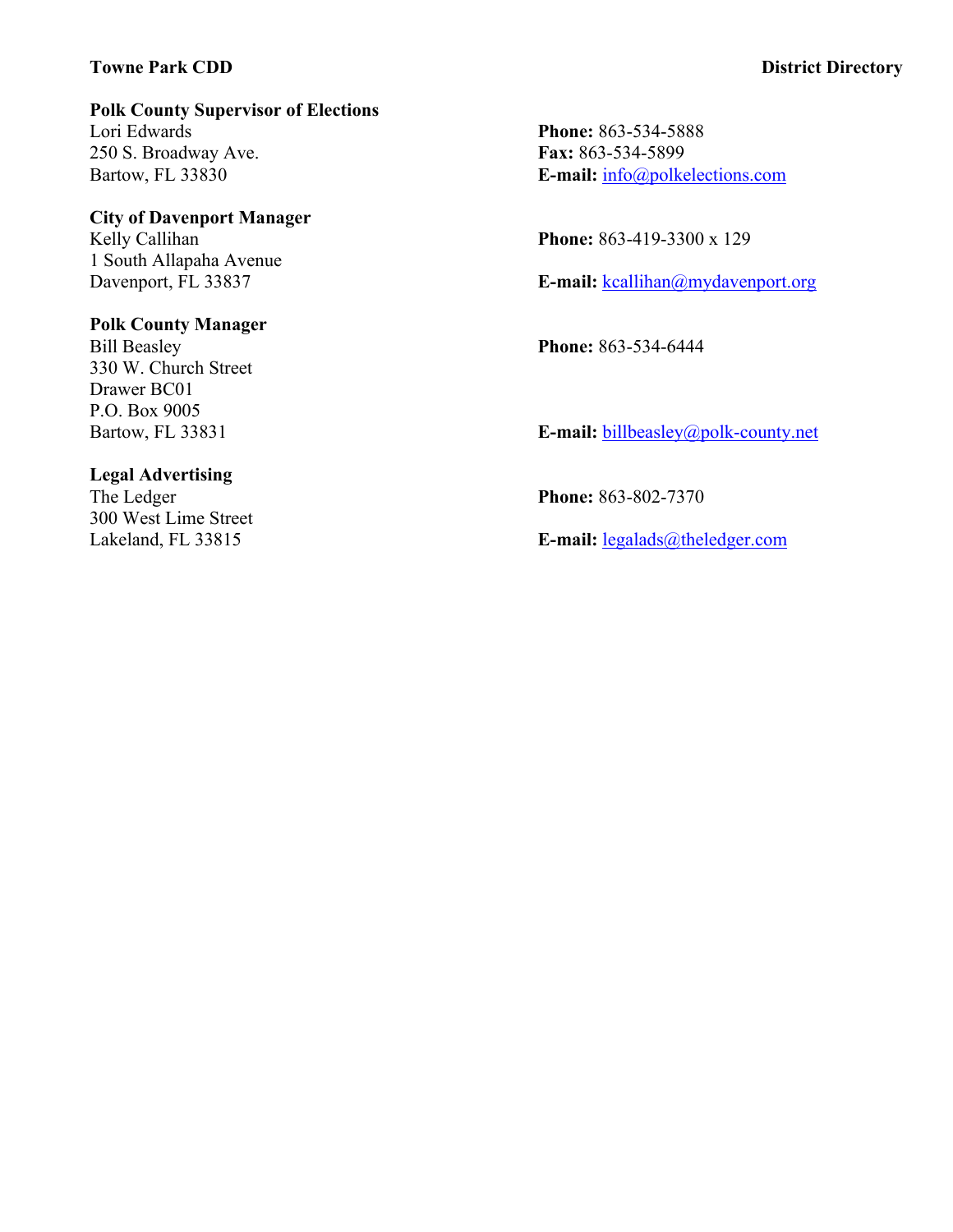**Polk County Supervisor of Elections**
Lori Edwards
250 S. Broadway Ave.
Bartow, FL 33830

**Phone:** 863-534-5888
**Fax:** 863-534-5899
**E-mail:** info@polkelections.com

**City of Davenport Manager**
Kelly Callihan
1 South Allapaha Avenue
Davenport, FL 33837

**Phone:** 863-419-3300 x 129
**E-mail:** kcallihan@mydavenport.org

**Polk County Manager**
Bill Beasley
330 W. Church Street
Drawer BC01
P.O. Box 9005
Bartow, FL 33831

**Phone:** 863-534-6444
**E-mail:** billbeasley@polk-county.net

**Legal Advertising**
The Ledger
300 West Lime Street
Lakeland, FL 33815

**Phone:** 863-802-7370
**E-mail:** legalads@theledger.com